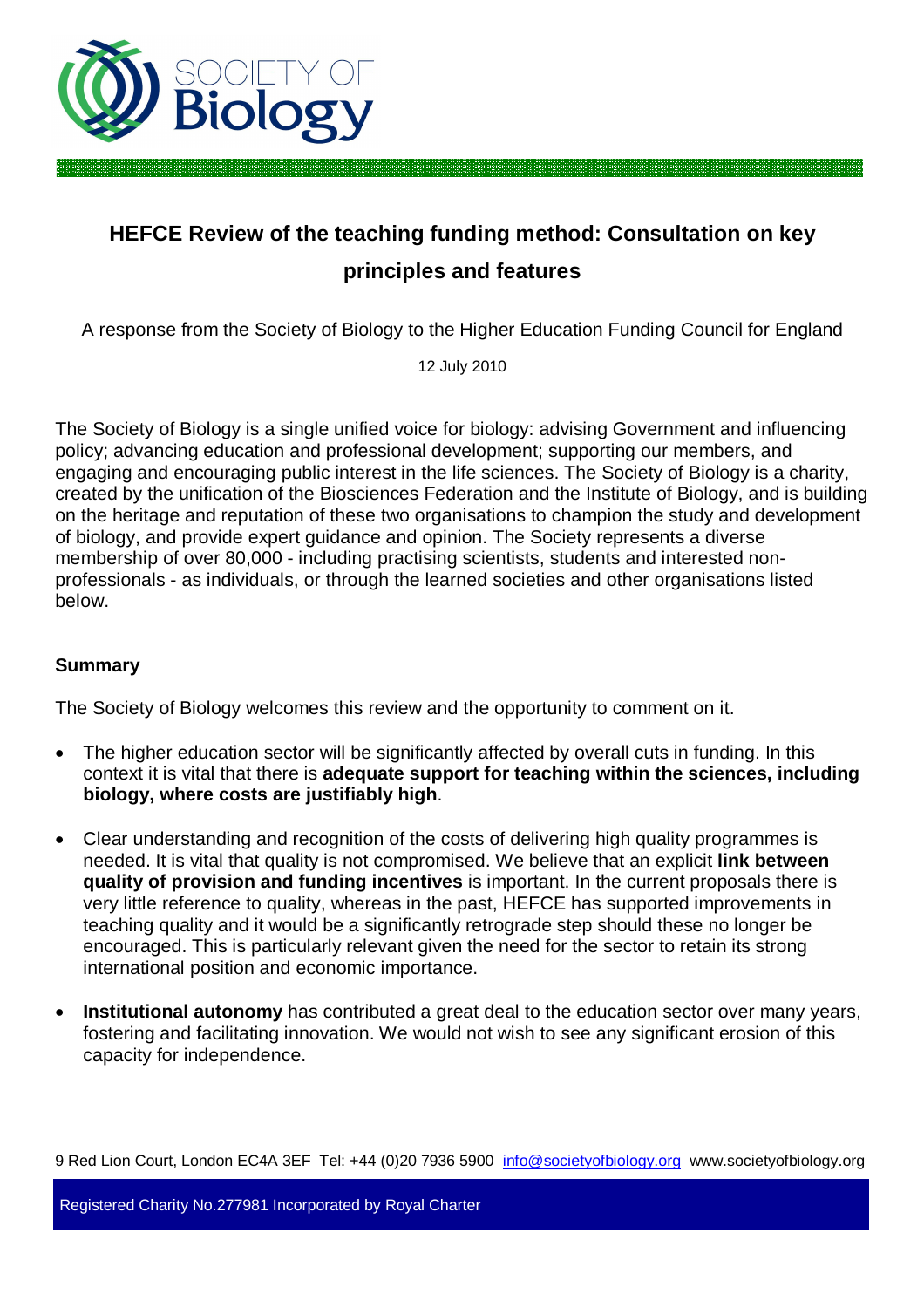# HEFCE Review of the teaching funding method: Consultation on key principles and features

A response from the Society of Biology to the Higher Education Funding Council for England

12 July 2010

The Society of Biology is a single unified voice for biology: advising Government and influencing policy; advancing education and professional development; supporting our members, and engaging and encouraging public interest in the life sciences. The Society of Biology is a charity, created by the unification of the Biosciences Federation and the Institute of Biology, and is building on the heritage and reputation of these two organisations to champion the study and development of biology, and provide expert guidance and opinion. The Society represents a diverse membership of over 80,000 - including practising scientists, students and interested non-professionals - as individuals, or through the learned societies and other organisations listed below.

## Summary

The Society of Biology welcomes this review and the opportunity to comment on it.

- The higher education sector will be significantly affected by overall cuts in funding. In this context it is vital that there is **adequate support for teaching within the sciences, including biology, where costs are justifiably high**.
- Clear understanding and recognition of the costs of delivering high quality programmes is needed. It is vital that quality is not compromised. We believe that an explicit **link between quality of provision and funding incentives** is important. In the current proposals there is very little reference to quality, whereas in the past, HEFCE has supported improvements in teaching quality and it would be a significantly retrograde step should these no longer be encouraged. This is particularly relevant given the need for the sector to retain its strong international position and economic importance.
- **Institutional autonomy** has contributed a great deal to the education sector over many years, fostering and facilitating innovation. We would not wish to see any significant erosion of this capacity for independence.

9 Red Lion Court, London EC4A 3EF Tel: +44 (0)20 7936 5900 info@societyofbiology.org www.societyofbiology.org

Registered Charity No.277981 Incorporated by Royal Charter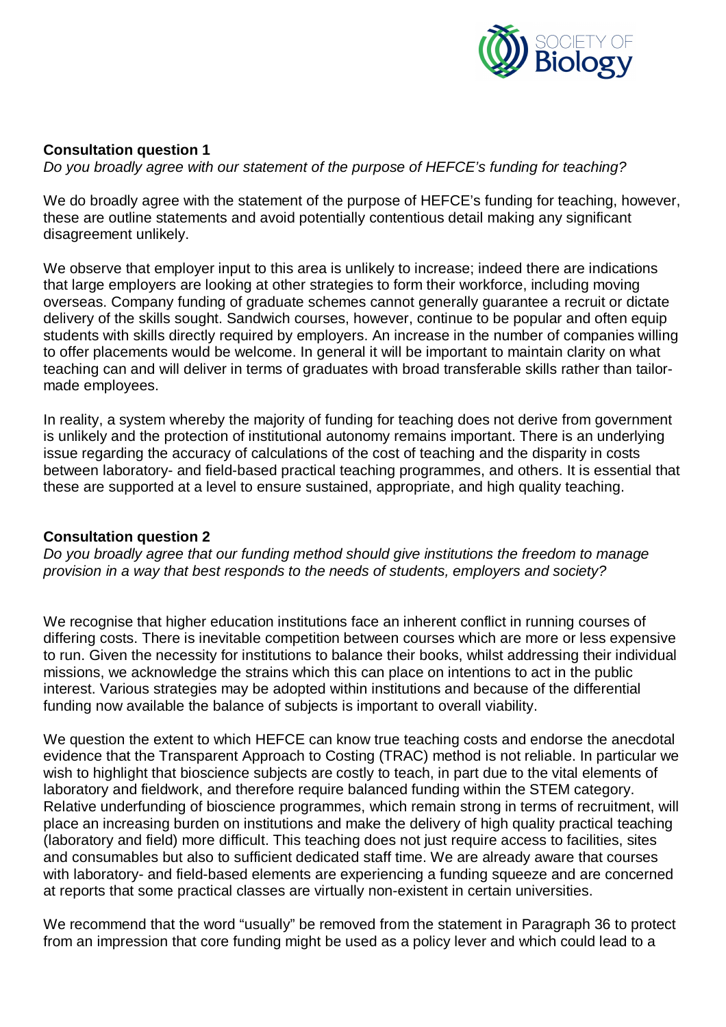**Consultation question 1**

*Do you broadly agree with our statement of the purpose of HEFCE's funding for teaching?*

We do broadly agree with the statement of the purpose of HEFCE's funding for teaching, however, these are outline statements and avoid potentially contentious detail making any significant disagreement unlikely.

We observe that employer input to this area is unlikely to increase; indeed there are indications that large employers are looking at other strategies to form their workforce, including moving overseas. Company funding of graduate schemes cannot generally guarantee a recruit or dictate delivery of the skills sought. Sandwich courses, however, continue to be popular and often equip students with skills directly required by employers. An increase in the number of companies willing to offer placements would be welcome. In general it will be important to maintain clarity on what teaching can and will deliver in terms of graduates with broad transferable skills rather than tailor-made employees.

In reality, a system whereby the majority of funding for teaching does not derive from government is unlikely and the protection of institutional autonomy remains important. There is an underlying issue regarding the accuracy of calculations of the cost of teaching and the disparity in costs between laboratory- and field-based practical teaching programmes, and others. It is essential that these are supported at a level to ensure sustained, appropriate, and high quality teaching.

**Consultation question 2**

*Do you broadly agree that our funding method should give institutions the freedom to manage provision in a way that best responds to the needs of students, employers and society?*

We recognise that higher education institutions face an inherent conflict in running courses of differing costs. There is inevitable competition between courses which are more or less expensive to run. Given the necessity for institutions to balance their books, whilst addressing their individual missions, we acknowledge the strains which this can place on intentions to act in the public interest. Various strategies may be adopted within institutions and because of the differential funding now available the balance of subjects is important to overall viability.

We question the extent to which HEFCE can know true teaching costs and endorse the anecdotal evidence that the Transparent Approach to Costing (TRAC) method is not reliable. In particular we wish to highlight that bioscience subjects are costly to teach, in part due to the vital elements of laboratory and fieldwork, and therefore require balanced funding within the STEM category. Relative underfunding of bioscience programmes, which remain strong in terms of recruitment, will place an increasing burden on institutions and make the delivery of high quality practical teaching (laboratory and field) more difficult. This teaching does not just require access to facilities, sites and consumables but also to sufficient dedicated staff time. We are already aware that courses with laboratory- and field-based elements are experiencing a funding squeeze and are concerned at reports that some practical classes are virtually non-existent in certain universities.

We recommend that the word "usually" be removed from the statement in Paragraph 36 to protect from an impression that core funding might be used as a policy lever and which could lead to a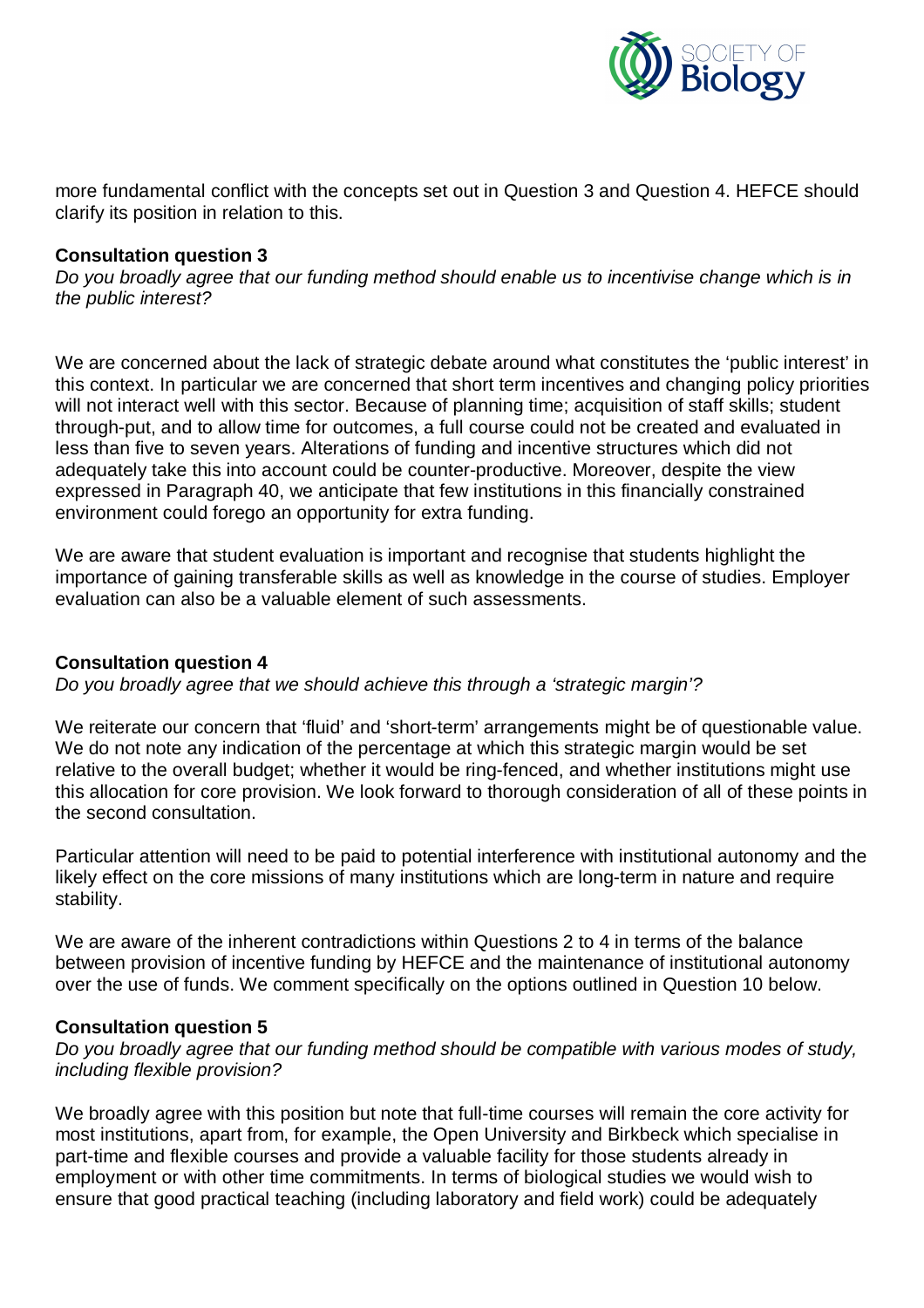more fundamental conflict with the concepts set out in Question 3 and Question 4. HEFCE should clarify its position in relation to this.

**Consultation question 3**

*Do you broadly agree that our funding method should enable us to incentivise change which is in the public interest?*

We are concerned about the lack of strategic debate around what constitutes the 'public interest' in this context. In particular we are concerned that short term incentives and changing policy priorities will not interact well with this sector. Because of planning time; acquisition of staff skills; student through-put, and to allow time for outcomes, a full course could not be created and evaluated in less than five to seven years. Alterations of funding and incentive structures which did not adequately take this into account could be counter-productive. Moreover, despite the view expressed in Paragraph 40, we anticipate that few institutions in this financially constrained environment could forego an opportunity for extra funding.

We are aware that student evaluation is important and recognise that students highlight the importance of gaining transferable skills as well as knowledge in the course of studies. Employer evaluation can also be a valuable element of such assessments.

**Consultation question 4**

*Do you broadly agree that we should achieve this through a 'strategic margin'?*

We reiterate our concern that 'fluid' and 'short-term' arrangements might be of questionable value. We do not note any indication of the percentage at which this strategic margin would be set relative to the overall budget; whether it would be ring-fenced, and whether institutions might use this allocation for core provision. We look forward to thorough consideration of all of these points in the second consultation.

Particular attention will need to be paid to potential interference with institutional autonomy and the likely effect on the core missions of many institutions which are long-term in nature and require stability.

We are aware of the inherent contradictions within Questions 2 to 4 in terms of the balance between provision of incentive funding by HEFCE and the maintenance of institutional autonomy over the use of funds. We comment specifically on the options outlined in Question 10 below.

**Consultation question 5**

*Do you broadly agree that our funding method should be compatible with various modes of study, including flexible provision?*

We broadly agree with this position but note that full-time courses will remain the core activity for most institutions, apart from, for example, the Open University and Birkbeck which specialise in part-time and flexible courses and provide a valuable facility for those students already in employment or with other time commitments. In terms of biological studies we would wish to ensure that good practical teaching (including laboratory and field work) could be adequately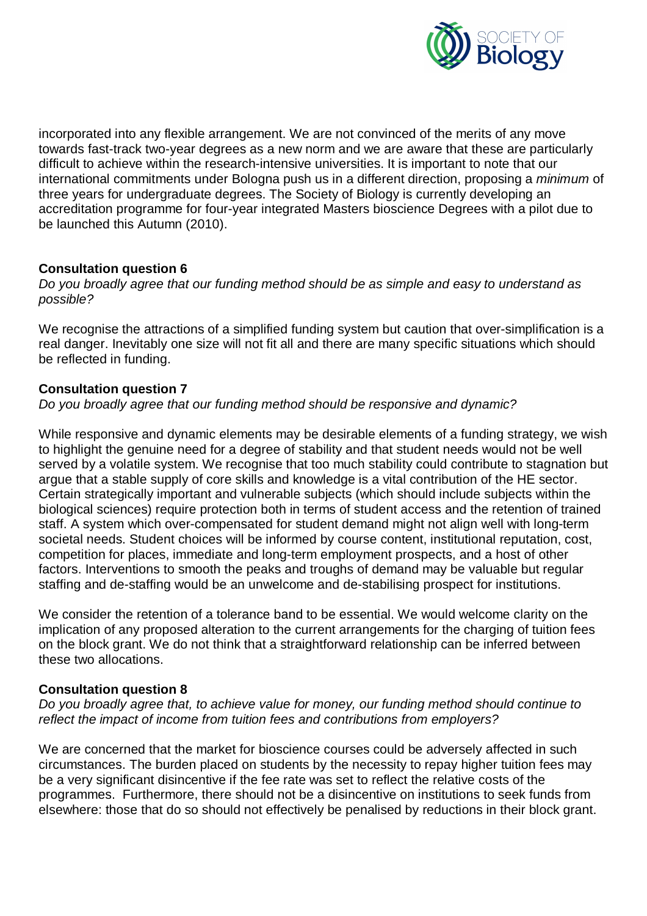incorporated into any flexible arrangement. We are not convinced of the merits of any move towards fast-track two-year degrees as a new norm and we are aware that these are particularly difficult to achieve within the research-intensive universities. It is important to note that our international commitments under Bologna push us in a different direction, proposing a *minimum* of three years for undergraduate degrees. The Society of Biology is currently developing an accreditation programme for four-year integrated Masters bioscience Degrees with a pilot due to be launched this Autumn (2010).

**Consultation question 6**

*Do you broadly agree that our funding method should be as simple and easy to understand as possible?*

We recognise the attractions of a simplified funding system but caution that over-simplification is a real danger. Inevitably one size will not fit all and there are many specific situations which should be reflected in funding.

**Consultation question 7**

*Do you broadly agree that our funding method should be responsive and dynamic?*

While responsive and dynamic elements may be desirable elements of a funding strategy, we wish to highlight the genuine need for a degree of stability and that student needs would not be well served by a volatile system. We recognise that too much stability could contribute to stagnation but argue that a stable supply of core skills and knowledge is a vital contribution of the HE sector. Certain strategically important and vulnerable subjects (which should include subjects within the biological sciences) require protection both in terms of student access and the retention of trained staff. A system which over-compensated for student demand might not align well with long-term societal needs. Student choices will be informed by course content, institutional reputation, cost, competition for places, immediate and long-term employment prospects, and a host of other factors. Interventions to smooth the peaks and troughs of demand may be valuable but regular staffing and de-staffing would be an unwelcome and de-stabilising prospect for institutions.

We consider the retention of a tolerance band to be essential. We would welcome clarity on the implication of any proposed alteration to the current arrangements for the charging of tuition fees on the block grant. We do not think that a straightforward relationship can be inferred between these two allocations.

**Consultation question 8**

*Do you broadly agree that, to achieve value for money, our funding method should continue to reflect the impact of income from tuition fees and contributions from employers?*

We are concerned that the market for bioscience courses could be adversely affected in such circumstances. The burden placed on students by the necessity to repay higher tuition fees may be a very significant disincentive if the fee rate was set to reflect the relative costs of the programmes. Furthermore, there should not be a disincentive on institutions to seek funds from elsewhere: those that do so should not effectively be penalised by reductions in their block grant.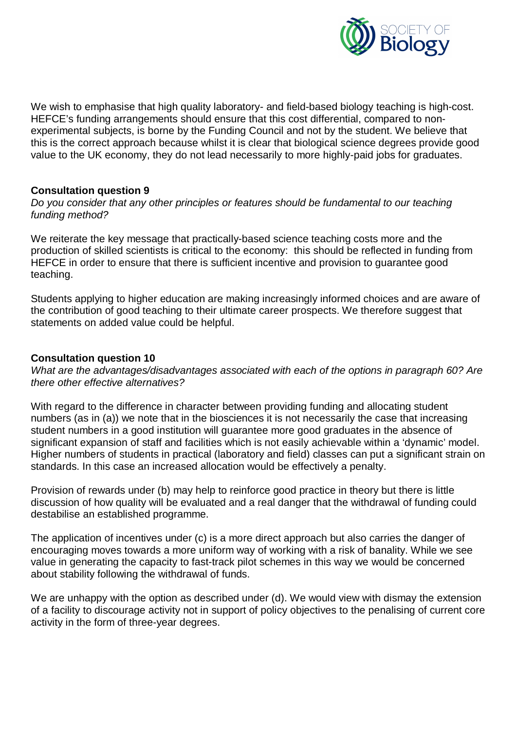We wish to emphasise that high quality laboratory- and field-based biology teaching is high-cost. HEFCE's funding arrangements should ensure that this cost differential, compared to non-experimental subjects, is borne by the Funding Council and not by the student. We believe that this is the correct approach because whilst it is clear that biological science degrees provide good value to the UK economy, they do not lead necessarily to more highly-paid jobs for graduates.

**Consultation question 9**

*Do you consider that any other principles or features should be fundamental to our teaching funding method?*

We reiterate the key message that practically-based science teaching costs more and the production of skilled scientists is critical to the economy: this should be reflected in funding from HEFCE in order to ensure that there is sufficient incentive and provision to guarantee good teaching.

Students applying to higher education are making increasingly informed choices and are aware of the contribution of good teaching to their ultimate career prospects. We therefore suggest that statements on added value could be helpful.

**Consultation question 10**

*What are the advantages/disadvantages associated with each of the options in paragraph 60? Are there other effective alternatives?*

With regard to the difference in character between providing funding and allocating student numbers (as in (a)) we note that in the biosciences it is not necessarily the case that increasing student numbers in a good institution will guarantee more good graduates in the absence of significant expansion of staff and facilities which is not easily achievable within a 'dynamic' model. Higher numbers of students in practical (laboratory and field) classes can put a significant strain on standards. In this case an increased allocation would be effectively a penalty.

Provision of rewards under (b) may help to reinforce good practice in theory but there is little discussion of how quality will be evaluated and a real danger that the withdrawal of funding could destabilise an established programme.

The application of incentives under (c) is a more direct approach but also carries the danger of encouraging moves towards a more uniform way of working with a risk of banality. While we see value in generating the capacity to fast-track pilot schemes in this way we would be concerned about stability following the withdrawal of funds.

We are unhappy with the option as described under (d). We would view with dismay the extension of a facility to discourage activity not in support of policy objectives to the penalising of current core activity in the form of three-year degrees.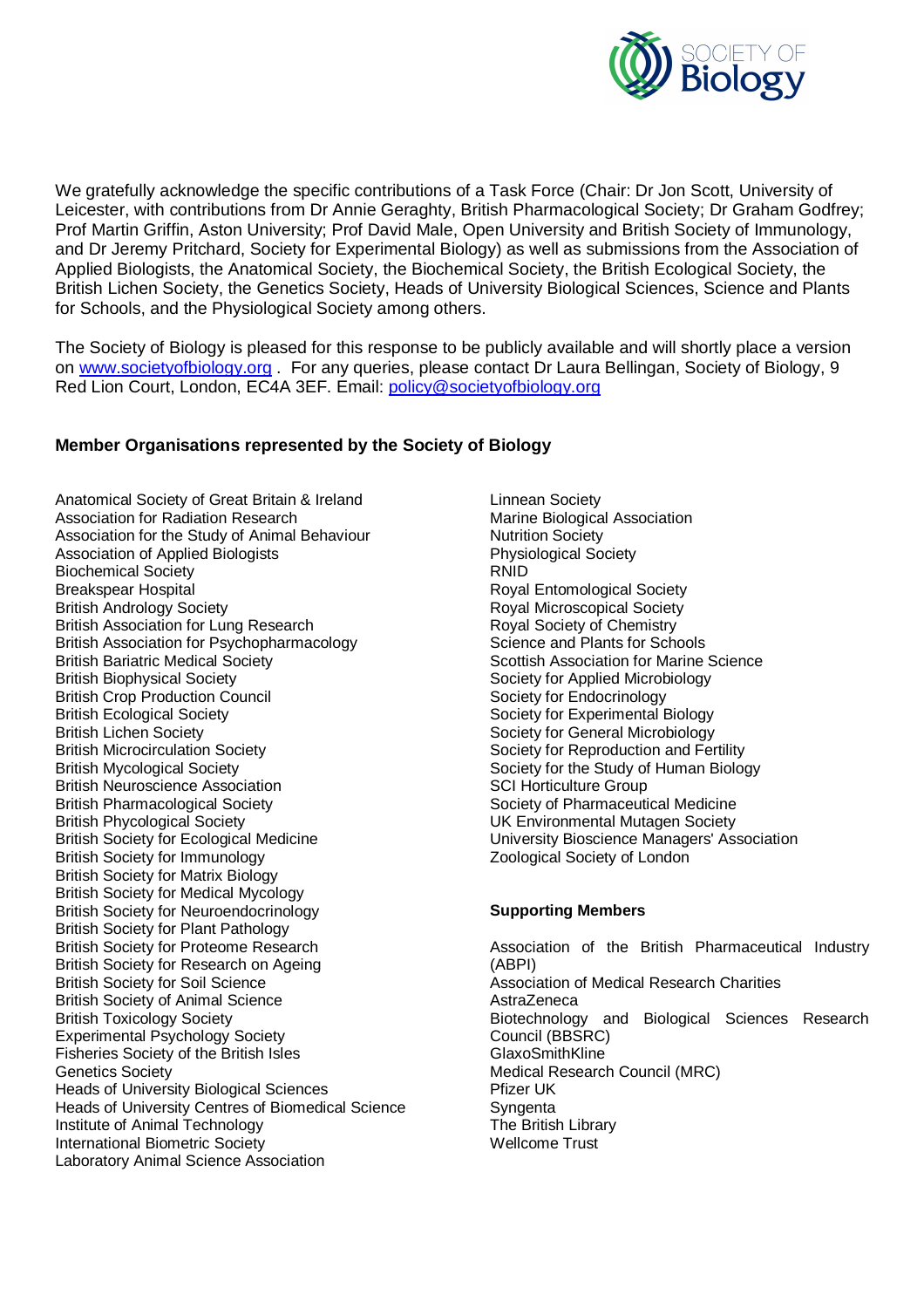We gratefully acknowledge the specific contributions of a Task Force (Chair: Dr Jon Scott, University of Leicester, with contributions from Dr Annie Geraghty, British Pharmacological Society; Dr Graham Godfrey; Prof Martin Griffin, Aston University; Prof David Male, Open University and British Society of Immunology, and Dr Jeremy Pritchard, Society for Experimental Biology) as well as submissions from the Association of Applied Biologists, the Anatomical Society, the Biochemical Society, the British Ecological Society, the British Lichen Society, the Genetics Society, Heads of University Biological Sciences, Science and Plants for Schools, and the Physiological Society among others.

The Society of Biology is pleased for this response to be publicly available and will shortly place a version on [www.societyofbiology.org](http://www.societyofbiology.org) . For any queries, please contact Dr Laura Bellingan, Society of Biology, 9 Red Lion Court, London, EC4A 3EF. Email: [policy@societyofbiology.org](mailto:policy@societyofbiology.org)

**Member Organisations represented by the Society of Biology**

Anatomical Society of Great Britain & Ireland
Association for Radiation Research
Association for the Study of Animal Behaviour
Association of Applied Biologists
Biochemical Society
Breakspear Hospital
British Andrology Society
British Association for Lung Research
British Association for Psychopharmacology
British Bariatric Medical Society
British Biophysical Society
British Crop Production Council
British Ecological Society
British Lichen Society
British Microcirculation Society
British Mycological Society
British Neuroscience Association
British Pharmacological Society
British Phycological Society
British Society for Ecological Medicine
British Society for Immunology
British Society for Matrix Biology
British Society for Medical Mycology
British Society for Neuroendocrinology
British Society for Plant Pathology
British Society for Proteome Research
British Society for Research on Ageing
British Society for Soil Science
British Society of Animal Science
British Toxicology Society
Experimental Psychology Society
Fisheries Society of the British Isles
Genetics Society
Heads of University Biological Sciences
Heads of University Centres of Biomedical Science
Institute of Animal Technology
International Biometric Society
Laboratory Animal Science Association
Linnean Society
Marine Biological Association
Nutrition Society
Physiological Society
RNID
Royal Entomological Society
Royal Microscopical Society
Royal Society of Chemistry
Science and Plants for Schools
Scottish Association for Marine Science
Society for Applied Microbiology
Society for Endocrinology
Society for Experimental Biology
Society for General Microbiology
Society for Reproduction and Fertility
Society for the Study of Human Biology
SCI Horticulture Group
Society of Pharmaceutical Medicine
UK Environmental Mutagen Society
University Bioscience Managers' Association
Zoological Society of London

**Supporting Members**

Association of the British Pharmaceutical Industry (ABPI)
Association of Medical Research Charities
AstraZeneca
Biotechnology and Biological Sciences Research Council (BBSRC)
GlaxoSmithKline
Medical Research Council (MRC)
Pfizer UK
Syngenta
The British Library
Wellcome Trust